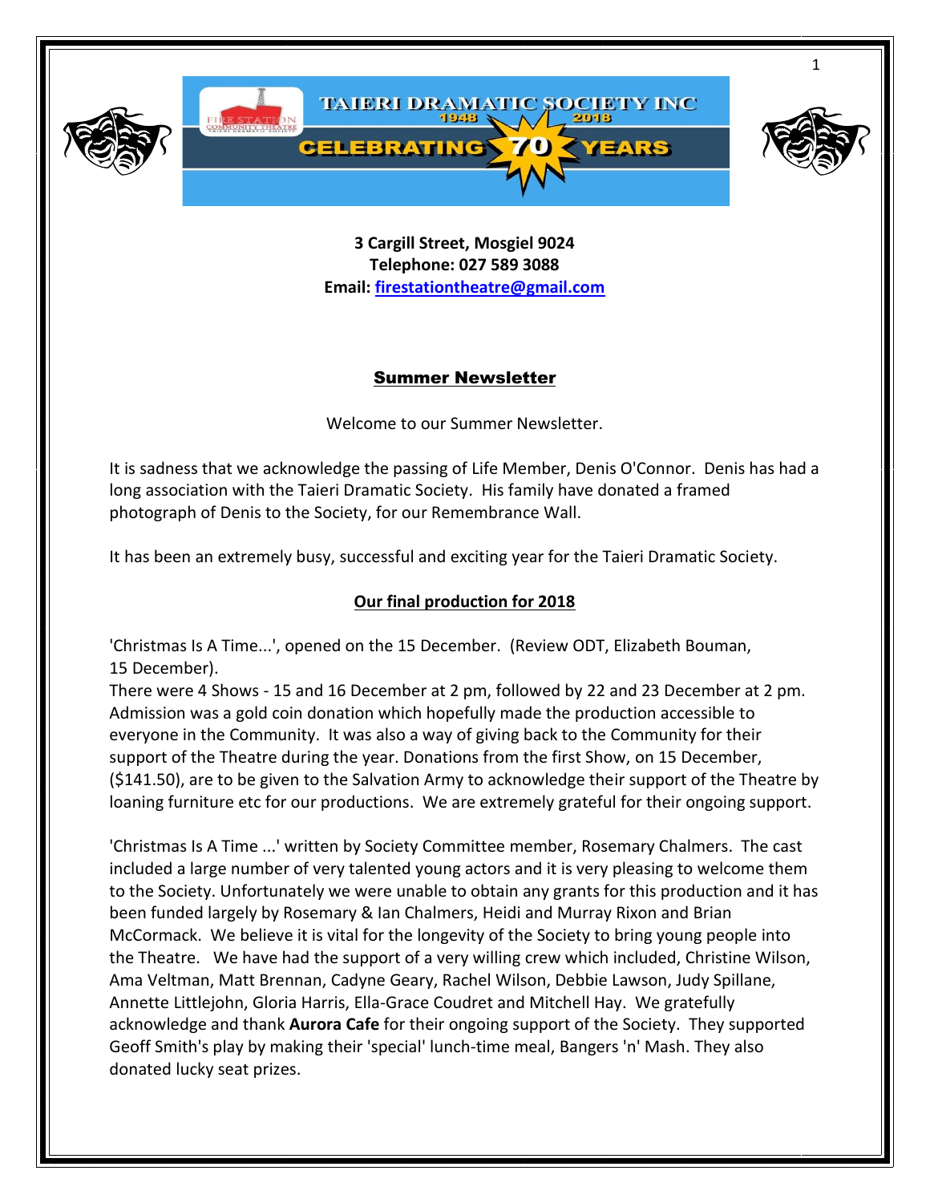# TAIERI DRAMATIC SOCIETY INC

1948 – 2018

CELEBRATING 70 YEARS

**3 Cargill Street, Mosgiel 9024**
**Telephone: 027 589 3088**
**Email: firestationtheatre@gmail.com**

## Summer Newsletter

Welcome to our Summer Newsletter.

It is sadness that we acknowledge the passing of Life Member, Denis O'Connor. Denis has had a long association with the Taieri Dramatic Society. His family have donated a framed photograph of Denis to the Society, for our Remembrance Wall.

It has been an extremely busy, successful and exciting year for the Taieri Dramatic Society.

### Our final production for 2018

'Christmas Is A Time...', opened on the 15 December. (Review ODT, Elizabeth Bouman, 15 December).
There were 4 Shows - 15 and 16 December at 2 pm, followed by 22 and 23 December at 2 pm. Admission was a gold coin donation which hopefully made the production accessible to everyone in the Community. It was also a way of giving back to the Community for their support of the Theatre during the year. Donations from the first Show, on 15 December, ($141.50), are to be given to the Salvation Army to acknowledge their support of the Theatre by loaning furniture etc for our productions. We are extremely grateful for their ongoing support.

'Christmas Is A Time ...' written by Society Committee member, Rosemary Chalmers. The cast included a large number of very talented young actors and it is very pleasing to welcome them to the Society. Unfortunately we were unable to obtain any grants for this production and it has been funded largely by Rosemary & Ian Chalmers, Heidi and Murray Rixon and Brian McCormack. We believe it is vital for the longevity of the Society to bring young people into the Theatre. We have had the support of a very willing crew which included, Christine Wilson, Ama Veltman, Matt Brennan, Cadyne Geary, Rachel Wilson, Debbie Lawson, Judy Spillane, Annette Littlejohn, Gloria Harris, Ella-Grace Coudret and Mitchell Hay. We gratefully acknowledge and thank **Aurora Cafe** for their ongoing support of the Society. They supported Geoff Smith's play by making their 'special' lunch-time meal, Bangers 'n' Mash. They also donated lucky seat prizes.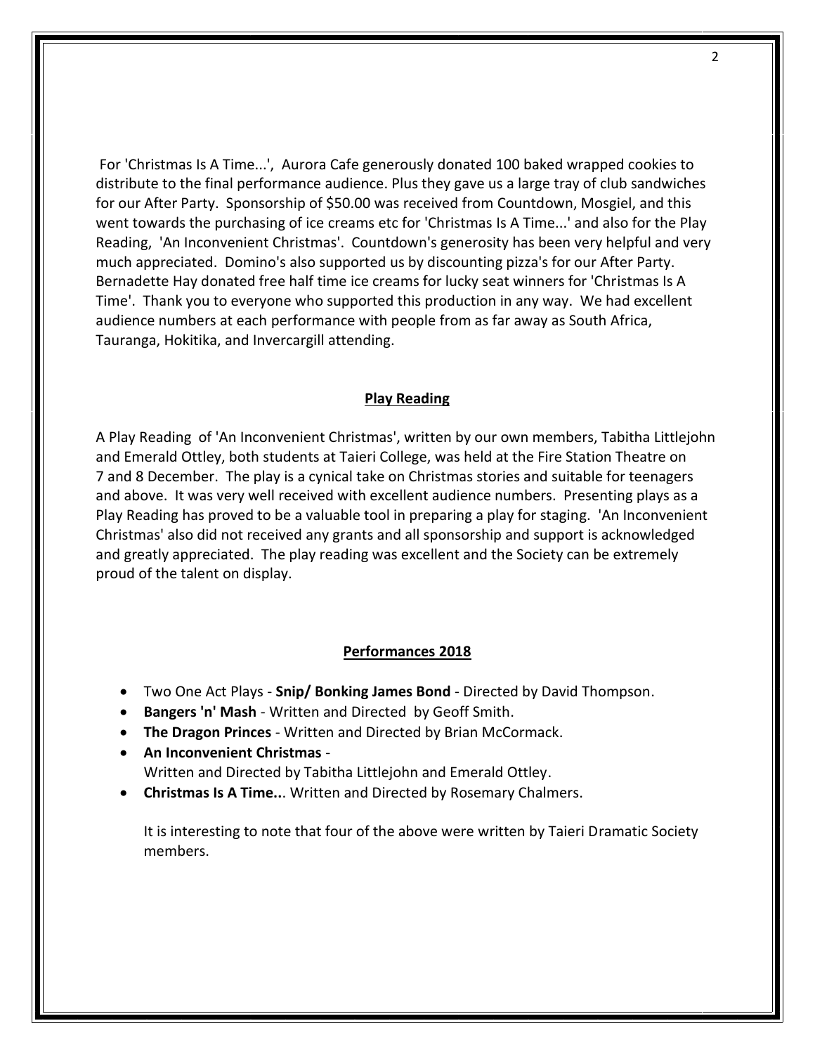For 'Christmas Is A Time...', Aurora Cafe generously donated 100 baked wrapped cookies to distribute to the final performance audience. Plus they gave us a large tray of club sandwiches for our After Party. Sponsorship of $50.00 was received from Countdown, Mosgiel, and this went towards the purchasing of ice creams etc for 'Christmas Is A Time...' and also for the Play Reading, 'An Inconvenient Christmas'. Countdown's generosity has been very helpful and very much appreciated. Domino's also supported us by discounting pizza's for our After Party. Bernadette Hay donated free half time ice creams for lucky seat winners for 'Christmas Is A Time'. Thank you to everyone who supported this production in any way. We had excellent audience numbers at each performance with people from as far away as South Africa, Tauranga, Hokitika, and Invercargill attending.

## Play Reading

A Play Reading of 'An Inconvenient Christmas', written by our own members, Tabitha Littlejohn and Emerald Ottley, both students at Taieri College, was held at the Fire Station Theatre on 7 and 8 December. The play is a cynical take on Christmas stories and suitable for teenagers and above. It was very well received with excellent audience numbers. Presenting plays as a Play Reading has proved to be a valuable tool in preparing a play for staging. 'An Inconvenient Christmas' also did not received any grants and all sponsorship and support is acknowledged and greatly appreciated. The play reading was excellent and the Society can be extremely proud of the talent on display.

## Performances 2018

- Two One Act Plays - **Snip/ Bonking James Bond** - Directed by David Thompson.
- **Bangers 'n' Mash** - Written and Directed by Geoff Smith.
- **The Dragon Princes** - Written and Directed by Brian McCormack.
- **An Inconvenient Christmas** -
  Written and Directed by Tabitha Littlejohn and Emerald Ottley.
- **Christmas Is A Time..**. Written and Directed by Rosemary Chalmers.

  It is interesting to note that four of the above were written by Taieri Dramatic Society members.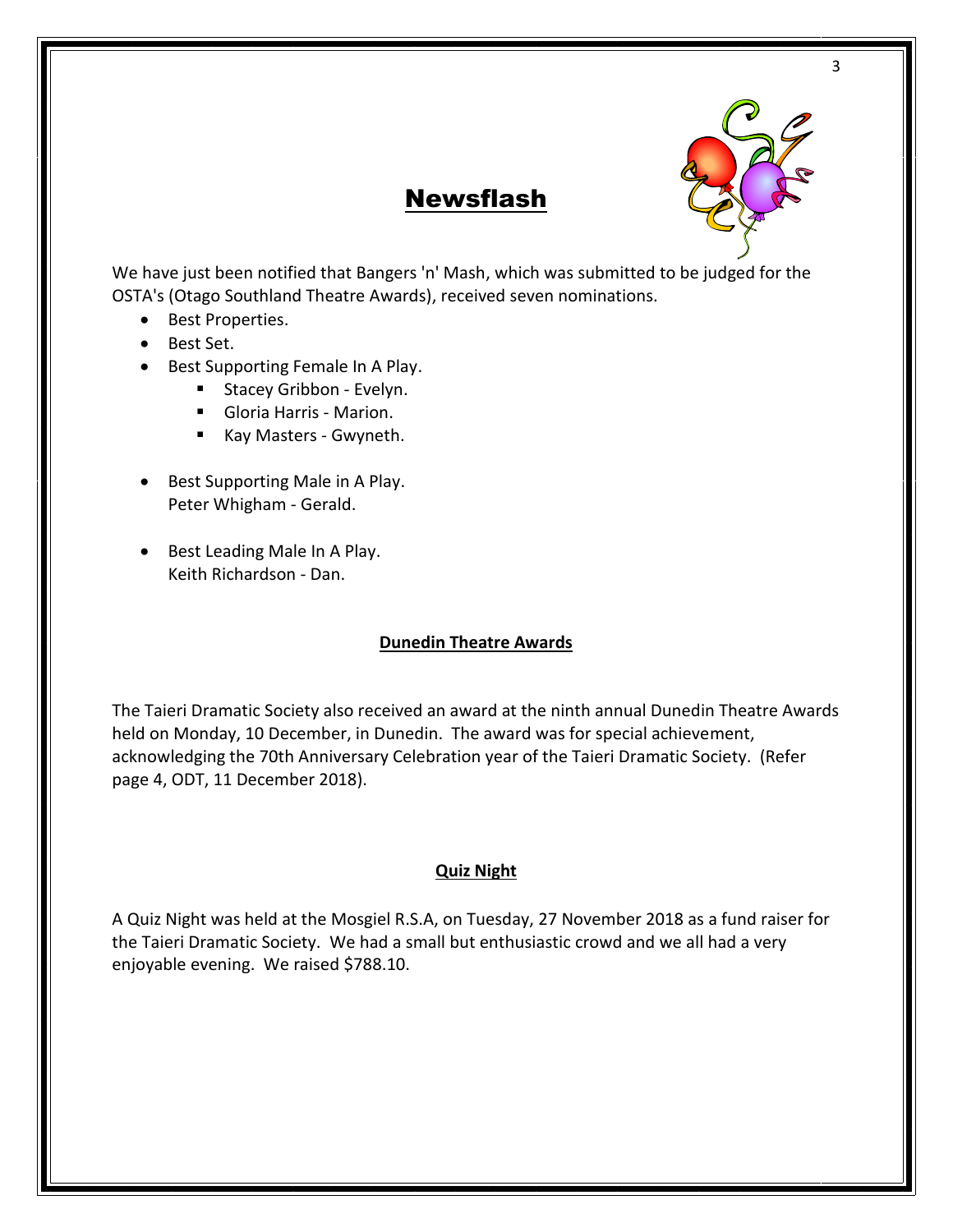## Newsflash

We have just been notified that Bangers 'n' Mash, which was submitted to be judged for the OSTA's (Otago Southland Theatre Awards), received seven nominations.

- Best Properties.
- Best Set.
- Best Supporting Female In A Play.
  - Stacey Gribbon - Evelyn.
  - Gloria Harris - Marion.
  - Kay Masters - Gwyneth.
- Best Supporting Male in A Play.
  Peter Whigham - Gerald.
- Best Leading Male In A Play.
  Keith Richardson - Dan.

### Dunedin Theatre Awards

The Taieri Dramatic Society also received an award at the ninth annual Dunedin Theatre Awards held on Monday, 10 December, in Dunedin. The award was for special achievement, acknowledging the 70th Anniversary Celebration year of the Taieri Dramatic Society. (Refer page 4, ODT, 11 December 2018).

### Quiz Night

A Quiz Night was held at the Mosgiel R.S.A, on Tuesday, 27 November 2018 as a fund raiser for the Taieri Dramatic Society. We had a small but enthusiastic crowd and we all had a very enjoyable evening. We raised $788.10.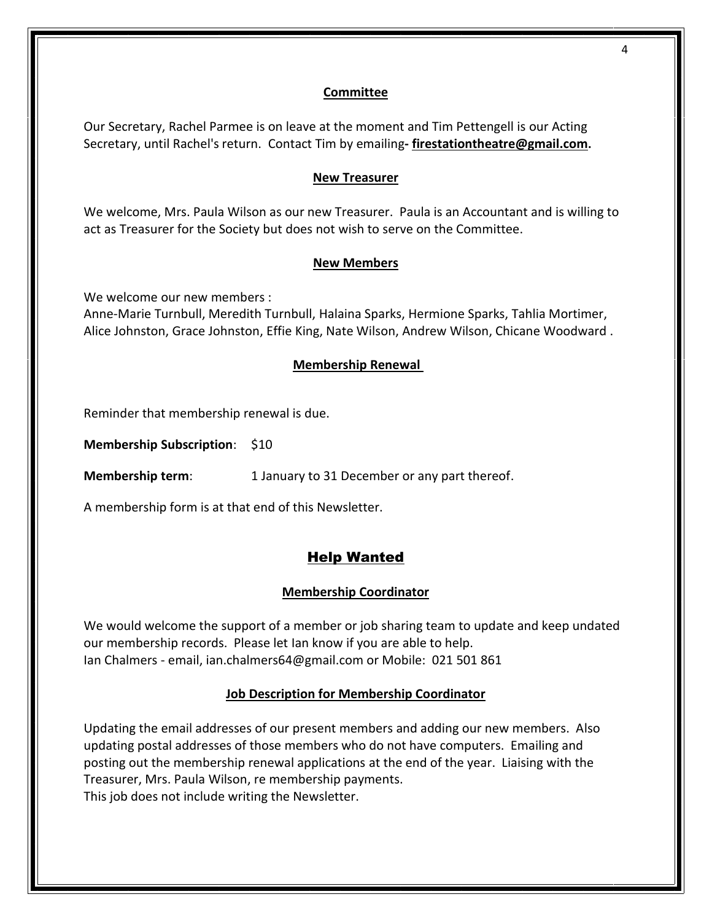## Committee

Our Secretary, Rachel Parmee is on leave at the moment and Tim Pettengell is our Acting Secretary, until Rachel's return. Contact Tim by emailing**- firestationtheatre@gmail.com.**

## New Treasurer

We welcome, Mrs. Paula Wilson as our new Treasurer. Paula is an Accountant and is willing to act as Treasurer for the Society but does not wish to serve on the Committee.

## New Members

We welcome our new members :
Anne-Marie Turnbull, Meredith Turnbull, Halaina Sparks, Hermione Sparks, Tahlia Mortimer, Alice Johnston, Grace Johnston, Effie King, Nate Wilson, Andrew Wilson, Chicane Woodward .

## Membership Renewal

Reminder that membership renewal is due.

**Membership Subscription**: $10

**Membership term**: 1 January to 31 December or any part thereof.

A membership form is at that end of this Newsletter.

# Help Wanted

## Membership Coordinator

We would welcome the support of a member or job sharing team to update and keep undated our membership records. Please let Ian know if you are able to help.
Ian Chalmers - email, ian.chalmers64@gmail.com or Mobile: 021 501 861

## Job Description for Membership Coordinator

Updating the email addresses of our present members and adding our new members. Also updating postal addresses of those members who do not have computers. Emailing and posting out the membership renewal applications at the end of the year. Liaising with the Treasurer, Mrs. Paula Wilson, re membership payments.
This job does not include writing the Newsletter.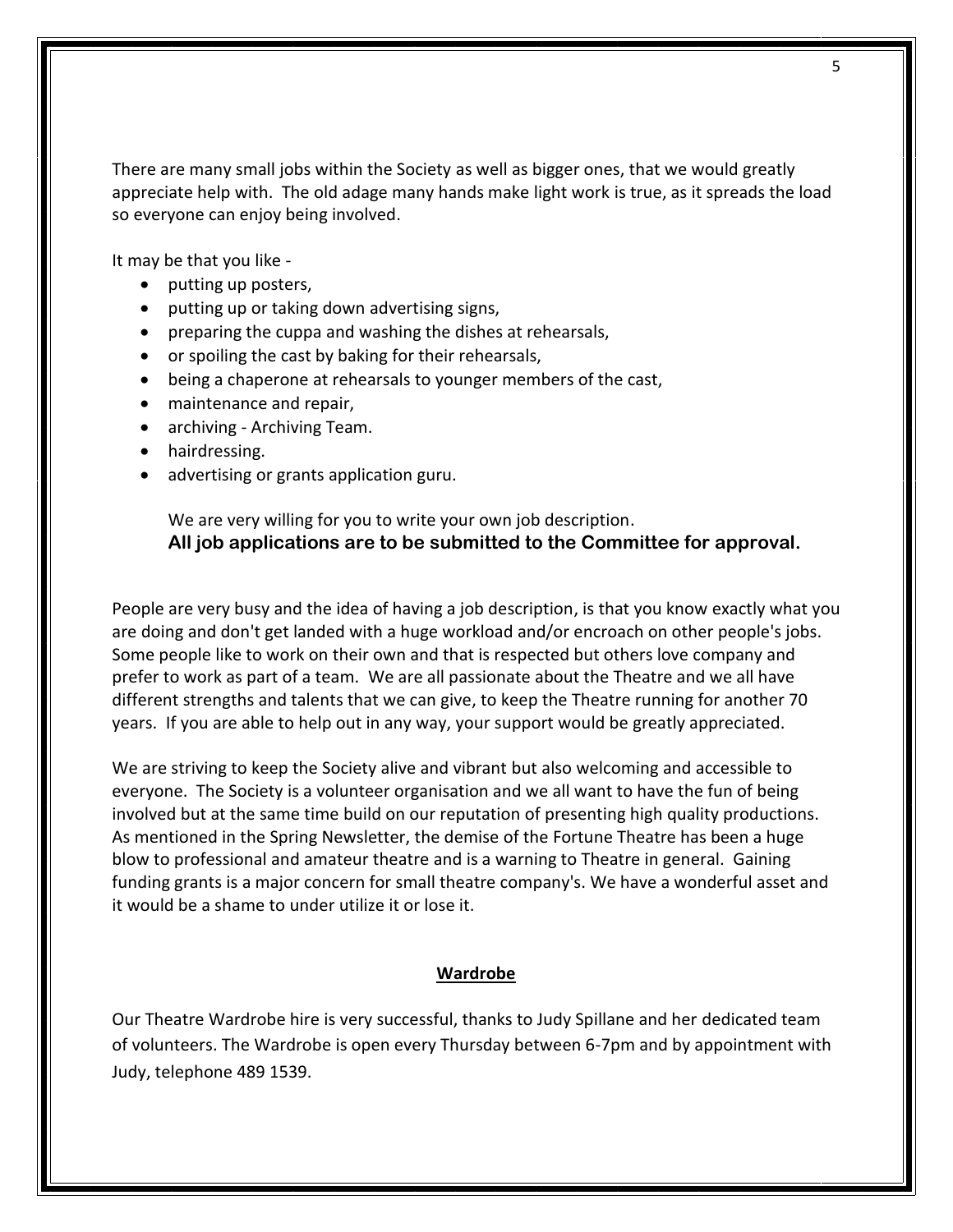There are many small jobs within the Society as well as bigger ones, that we would greatly appreciate help with. The old adage many hands make light work is true, as it spreads the load so everyone can enjoy being involved.

It may be that you like -

- putting up posters,
- putting up or taking down advertising signs,
- preparing the cuppa and washing the dishes at rehearsals,
- or spoiling the cast by baking for their rehearsals,
- being a chaperone at rehearsals to younger members of the cast,
- maintenance and repair,
- archiving - Archiving Team.
- hairdressing.
- advertising or grants application guru.

We are very willing for you to write your own job description.
**All job applications are to be submitted to the Committee for approval.**

People are very busy and the idea of having a job description, is that you know exactly what you are doing and don't get landed with a huge workload and/or encroach on other people's jobs. Some people like to work on their own and that is respected but others love company and prefer to work as part of a team. We are all passionate about the Theatre and we all have different strengths and talents that we can give, to keep the Theatre running for another 70 years. If you are able to help out in any way, your support would be greatly appreciated.

We are striving to keep the Society alive and vibrant but also welcoming and accessible to everyone. The Society is a volunteer organisation and we all want to have the fun of being involved but at the same time build on our reputation of presenting high quality productions. As mentioned in the Spring Newsletter, the demise of the Fortune Theatre has been a huge blow to professional and amateur theatre and is a warning to Theatre in general. Gaining funding grants is a major concern for small theatre company's. We have a wonderful asset and it would be a shame to under utilize it or lose it.

## Wardrobe

Our Theatre Wardrobe hire is very successful, thanks to Judy Spillane and her dedicated team of volunteers. The Wardrobe is open every Thursday between 6-7pm and by appointment with Judy, telephone 489 1539.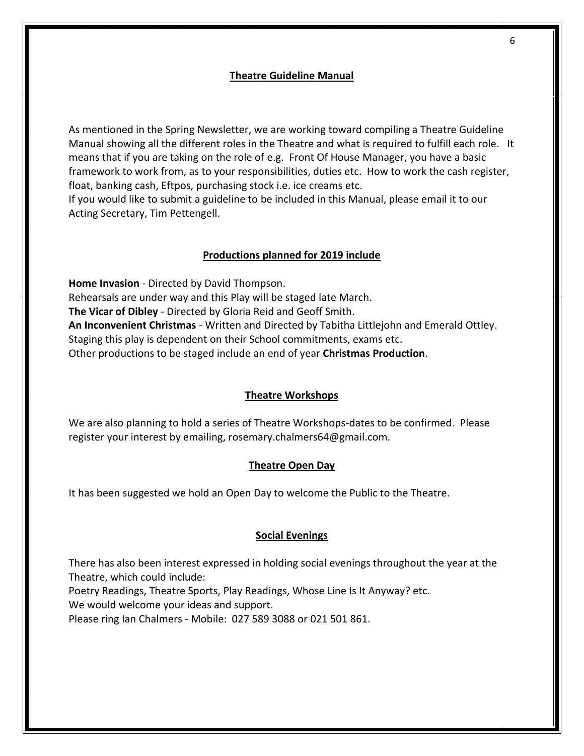## Theatre Guideline Manual

As mentioned in the Spring Newsletter, we are working toward compiling a Theatre Guideline Manual showing all the different roles in the Theatre and what is required to fulfill each role. It means that if you are taking on the role of e.g. Front Of House Manager, you have a basic framework to work from, as to your responsibilities, duties etc. How to work the cash register, float, banking cash, Eftpos, purchasing stock i.e. ice creams etc.
If you would like to submit a guideline to be included in this Manual, please email it to our Acting Secretary, Tim Pettengell.

## Productions planned for 2019 include

**Home Invasion** - Directed by David Thompson.
Rehearsals are under way and this Play will be staged late March.
**The Vicar of Dibley** - Directed by Gloria Reid and Geoff Smith.
**An Inconvenient Christmas** - Written and Directed by Tabitha Littlejohn and Emerald Ottley.
Staging this play is dependent on their School commitments, exams etc.
Other productions to be staged include an end of year **Christmas Production**.

## Theatre Workshops

We are also planning to hold a series of Theatre Workshops-dates to be confirmed. Please register your interest by emailing, rosemary.chalmers64@gmail.com.

## Theatre Open Day

It has been suggested we hold an Open Day to welcome the Public to the Theatre.

## Social Evenings

There has also been interest expressed in holding social evenings throughout the year at the Theatre, which could include:
Poetry Readings, Theatre Sports, Play Readings, Whose Line Is It Anyway? etc.
We would welcome your ideas and support.
Please ring Ian Chalmers - Mobile: 027 589 3088 or 021 501 861.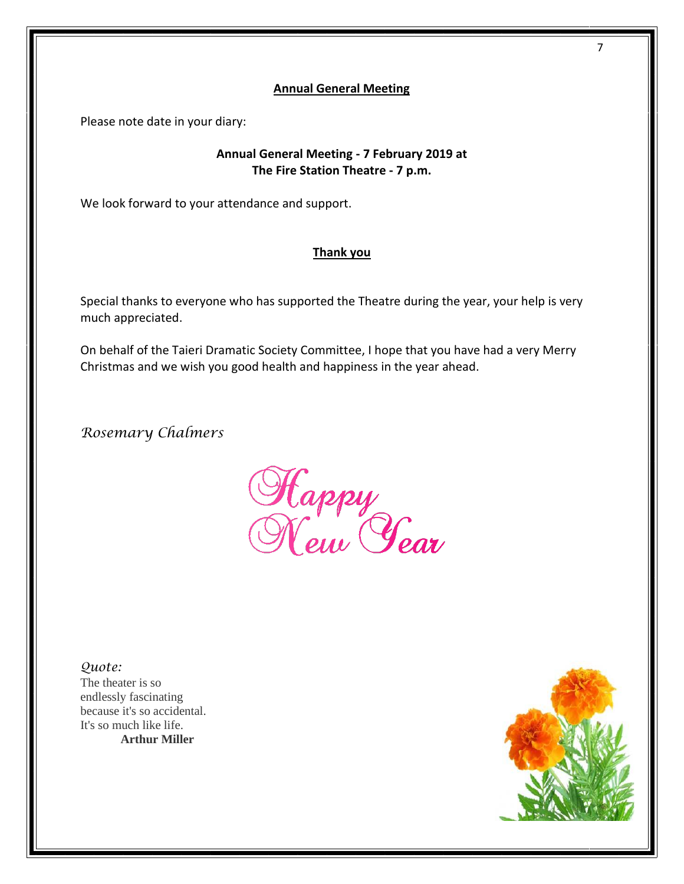## Annual General Meeting

Please note date in your diary:

**Annual General Meeting - 7 February 2019 at**
**The Fire Station Theatre - 7 p.m.**

We look forward to your attendance and support.

## Thank you

Special thanks to everyone who has supported the Theatre during the year, your help is very much appreciated.

On behalf of the Taieri Dramatic Society Committee, I hope that you have had a very Merry Christmas and we wish you good health and happiness in the year ahead.

*Rosemary Chalmers*

Happy New Year

*Quote:*
The theater is so endlessly fascinating because it's so accidental. It's so much like life.
**Arthur Miller**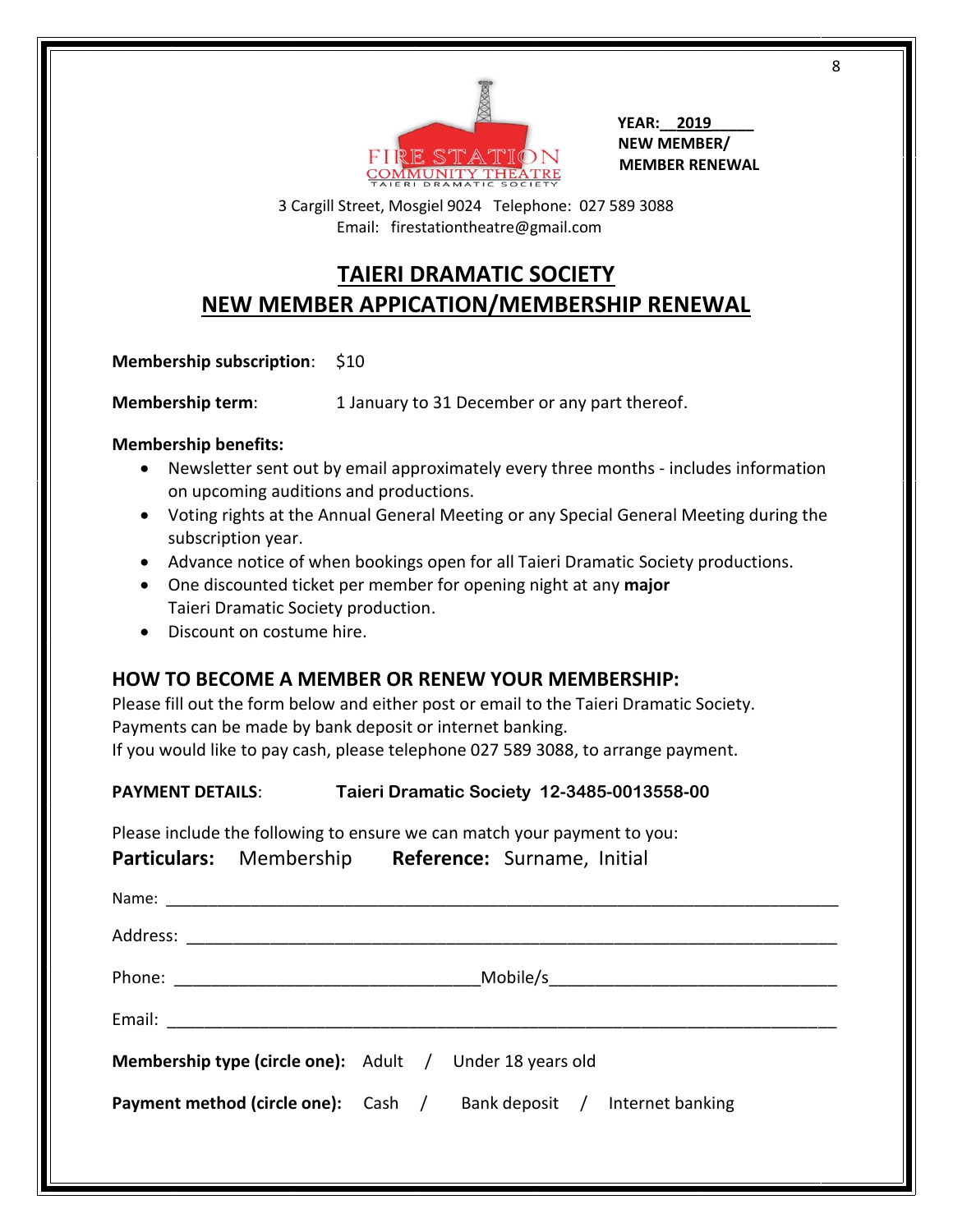FIRE STATION COMMUNITY THEATRE
TAIERI DRAMATIC SOCIETY

**YEAR: 2019**
**NEW MEMBER/**
**MEMBER RENEWAL**

3 Cargill Street, Mosgiel 9024 Telephone: 027 589 3088
Email: firestationtheatre@gmail.com

# TAIERI DRAMATIC SOCIETY
# NEW MEMBER APPICATION/MEMBERSHIP RENEWAL

**Membership subscription**: $10

**Membership term**: 1 January to 31 December or any part thereof.

**Membership benefits:**

- Newsletter sent out by email approximately every three months - includes information on upcoming auditions and productions.
- Voting rights at the Annual General Meeting or any Special General Meeting during the subscription year.
- Advance notice of when bookings open for all Taieri Dramatic Society productions.
- One discounted ticket per member for opening night at any **major** Taieri Dramatic Society production.
- Discount on costume hire.

## HOW TO BECOME A MEMBER OR RENEW YOUR MEMBERSHIP:

Please fill out the form below and either post or email to the Taieri Dramatic Society.
Payments can be made by bank deposit or internet banking.
If you would like to pay cash, please telephone 027 589 3088, to arrange payment.

**PAYMENT DETAILS**: **Taieri Dramatic Society 12-3485-0013558-00**

Please include the following to ensure we can match your payment to you:
**Particulars:** Membership **Reference:** Surname, Initial

Name: ______________________________________________

Address: ______________________________________________

Phone: ____________________ Mobile/s____________________

Email: ______________________________________________

**Membership type (circle one):** Adult / Under 18 years old

**Payment method (circle one):** Cash / Bank deposit / Internet banking